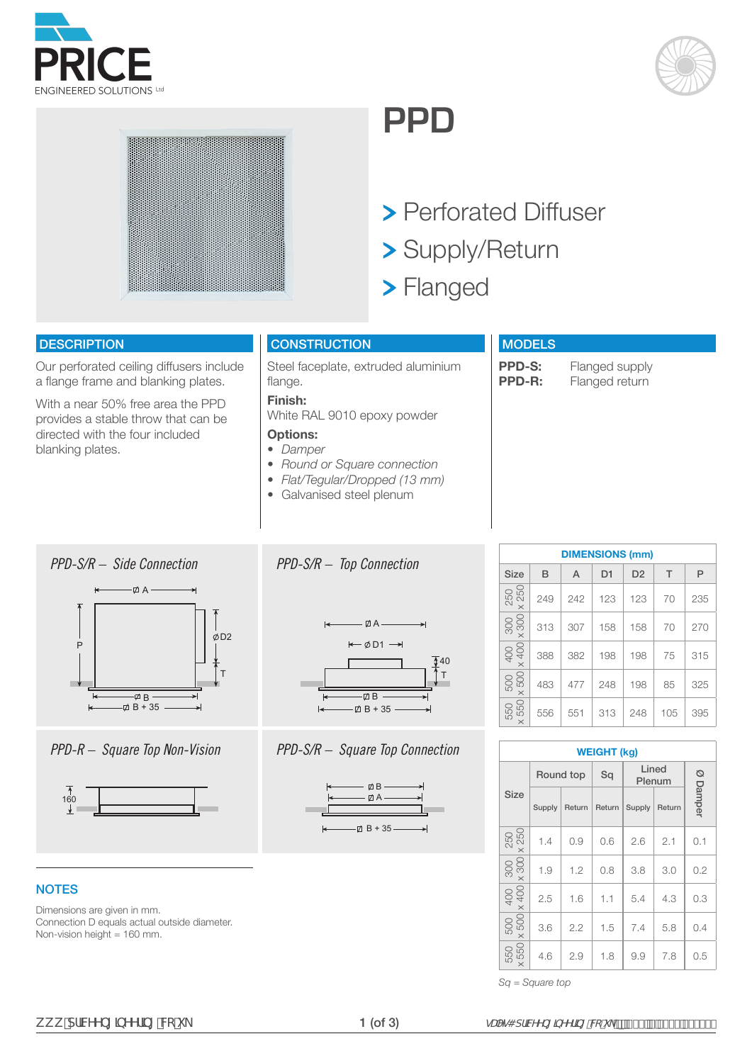PRICE ENGINEERED SOLUTIONS Ltd

# PPD

> Perforated Diffuser
> Supply/Return
> Flanged

## DESCRIPTION

Our perforated ceiling diffusers include a flange frame and blanking plates.

With a near 50% free area the PPD provides a stable throw that can be directed with the four included blanking plates.

## CONSTRUCTION

Steel faceplate, extruded aluminium flange.

**Finish:**
White RAL 9010 epoxy powder

**Options:**
- *Damper*
- *Round or Square connection*
- *Flat/Tegular/Dropped (13 mm)*
- Galvanised steel plenum

## MODELS

**PPD-S:** Flanged supply
**PPD-R:** Flanged return

*PPD-S/R – Side Connection*

*PPD-S/R – Top Connection*

*PPD-R – Square Top Non-Vision*

*PPD-S/R – Square Top Connection*

**DIMENSIONS (mm)**

| Size | B | A | D1 | D2 | T | P |
|---|---|---|---|---|---|---|
| 250 x 250 | 249 | 242 | 123 | 123 | 70 | 235 |
| 300 x 300 | 313 | 307 | 158 | 158 | 70 | 270 |
| 400 x 400 | 388 | 382 | 198 | 198 | 75 | 315 |
| 500 x 500 | 483 | 477 | 248 | 198 | 85 | 325 |
| 550 x 550 | 556 | 551 | 313 | 248 | 105 | 395 |

**WEIGHT (kg)**

| Size | Round top | | Sq | Lined Plenum | | Ø Damper |
|---|---|---|---|---|---|---|
| | Supply | Return | Return | Supply | Return | |
| 250 x 250 | 1.4 | 0.9 | 0.6 | 2.6 | 2.1 | 0.1 |
| 300 x 300 | 1.9 | 1.2 | 0.8 | 3.8 | 3.0 | 0.2 |
| 400 x 400 | 2.5 | 1.6 | 1.1 | 5.4 | 4.3 | 0.3 |
| 500 x 500 | 3.6 | 2.2 | 1.5 | 7.4 | 5.8 | 0.4 |
| 550 x 550 | 4.6 | 2.9 | 1.8 | 9.9 | 7.8 | 0.5 |

*Sq = Square top*

## NOTES

Dimensions are given in mm.
Connection D equals actual outside diameter.
Non-vision height = 160 mm.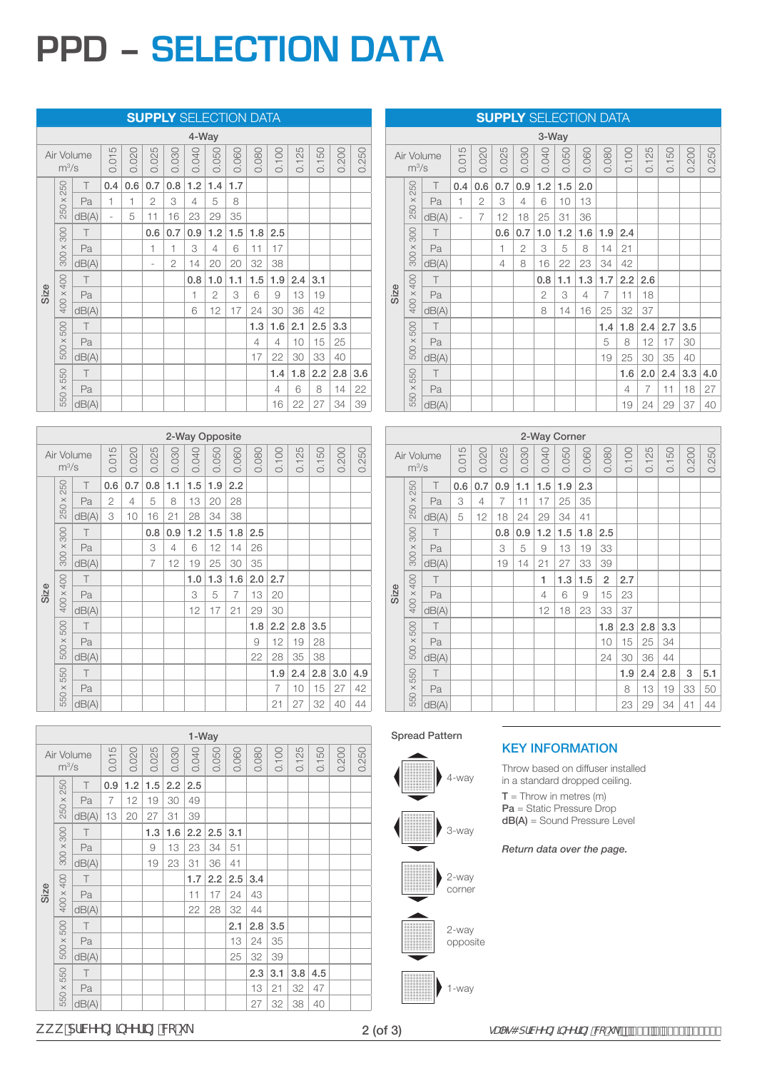# PPD – SELECTION DATA

## SUPPLY SELECTION DATA

### 4-Way

| Size | Air Volume $m^3/s$ | 0.015 | 0.020 | 0.025 | 0.030 | 0.040 | 0.050 | 0.060 | 0.080 | 0.100 | 0.125 | 0.150 | 0.200 | 0.250 |
|---|---|---|---|---|---|---|---|---|---|---|---|---|---|---|
| 250 x 250 | T | 0.4 | 0.6 | 0.7 | 0.8 | 1.2 | 1.4 | 1.7 | | | | | | |
| | Pa | 1 | 1 | 2 | 3 | 4 | 5 | 8 | | | | | | |
| | dB(A) | - | 5 | 11 | 16 | 23 | 29 | 35 | | | | | | |
| 300 x 300 | T | | | 0.6 | 0.7 | 0.9 | 1.2 | 1.5 | 1.8 | 2.5 | | | | |
| | Pa | | | 1 | 1 | 3 | 4 | 6 | 11 | 17 | | | | |
| | dB(A) | | | - | 2 | 14 | 20 | 20 | 32 | 38 | | | | |
| 400 x 400 | T | | | | | 0.8 | 1.0 | 1.1 | 1.5 | 1.9 | 2.4 | 3.1 | | |
| | Pa | | | | | 1 | 2 | 3 | 6 | 9 | 13 | 19 | | |
| | dB(A) | | | | | 6 | 12 | 17 | 24 | 30 | 36 | 42 | | |
| 500 x 500 | T | | | | | | | | 1.3 | 1.6 | 2.1 | 2.5 | 3.3 | |
| | Pa | | | | | | | | 4 | 4 | 10 | 15 | 25 | |
| | dB(A) | | | | | | | | 17 | 22 | 30 | 33 | 40 | |
| 550 x 550 | T | | | | | | | | | 1.4 | 1.8 | 2.2 | 2.8 | 3.6 |
| | Pa | | | | | | | | | 4 | 6 | 8 | 14 | 22 |
| | dB(A) | | | | | | | | | 16 | 22 | 27 | 34 | 39 |

### 3-Way

| Size | Air Volume $m^3/s$ | 0.015 | 0.020 | 0.025 | 0.030 | 0.040 | 0.050 | 0.060 | 0.080 | 0.100 | 0.125 | 0.150 | 0.200 | 0.250 |
|---|---|---|---|---|---|---|---|---|---|---|---|---|---|---|
| 250 x 250 | T | 0.4 | 0.6 | 0.7 | 0.9 | 1.2 | 1.5 | 2.0 | | | | | | |
| | Pa | 1 | 2 | 3 | 4 | 6 | 10 | 13 | | | | | | |
| | dB(A) | - | 7 | 12 | 18 | 25 | 31 | 36 | | | | | | |
| 300 x 300 | T | | | 0.6 | 0.7 | 1.0 | 1.2 | 1.6 | 1.9 | 2.4 | | | | |
| | Pa | | | 1 | 2 | 3 | 5 | 8 | 14 | 21 | | | | |
| | dB(A) | | | 4 | 8 | 16 | 22 | 23 | 34 | 42 | | | | |
| 400 x 400 | T | | | | | 0.8 | 1.1 | 1.3 | 1.7 | 2.2 | 2.6 | | | |
| | Pa | | | | | 2 | 3 | 4 | 7 | 11 | 18 | | | |
| | dB(A) | | | | | 8 | 14 | 16 | 25 | 32 | 37 | | | |
| 500 x 500 | T | | | | | | | | 1.4 | 1.8 | 2.4 | 2.7 | 3.5 | |
| | Pa | | | | | | | | 5 | 8 | 12 | 17 | 30 | |
| | dB(A) | | | | | | | | 19 | 25 | 30 | 35 | 40 | |
| 550 x 550 | T | | | | | | | | | 1.6 | 2.0 | 2.4 | 3.3 | 4.0 |
| | Pa | | | | | | | | | 4 | 7 | 11 | 18 | 27 |
| | dB(A) | | | | | | | | | 19 | 24 | 29 | 37 | 40 |

### 2-Way Opposite

| Size | Air Volume $m^3/s$ | 0.015 | 0.020 | 0.025 | 0.030 | 0.040 | 0.050 | 0.060 | 0.080 | 0.100 | 0.125 | 0.150 | 0.200 | 0.250 |
|---|---|---|---|---|---|---|---|---|---|---|---|---|---|---|
| 250 x 250 | T | 0.6 | 0.7 | 0.8 | 1.1 | 1.5 | 1.9 | 2.2 | | | | | | |
| | Pa | 2 | 4 | 5 | 8 | 13 | 20 | 28 | | | | | | |
| | dB(A) | 3 | 10 | 16 | 21 | 28 | 34 | 38 | | | | | | |
| 300 x 300 | T | | | 0.8 | 0.9 | 1.2 | 1.5 | 1.8 | 2.5 | | | | | |
| | Pa | | | 3 | 4 | 6 | 12 | 14 | 26 | | | | | |
| | dB(A) | | | 7 | 12 | 19 | 25 | 30 | 35 | | | | | |
| 400 x 400 | T | | | | | 1.0 | 1.3 | 1.6 | 2.0 | 2.7 | | | | |
| | Pa | | | | | 3 | 5 | 7 | 13 | 20 | | | | |
| | dB(A) | | | | | 12 | 17 | 21 | 29 | 30 | | | | |
| 500 x 500 | T | | | | | | | | 1.8 | 2.2 | 2.8 | 3.5 | | |
| | Pa | | | | | | | | 9 | 12 | 19 | 28 | | |
| | dB(A) | | | | | | | | 22 | 28 | 35 | 38 | | |
| 550 x 550 | T | | | | | | | | | 1.9 | 2.4 | 2.8 | 3.0 | 4.9 |
| | Pa | | | | | | | | | 7 | 10 | 15 | 27 | 42 |
| | dB(A) | | | | | | | | | 21 | 27 | 32 | 40 | 44 |

### 2-Way Corner

| Size | Air Volume $m^3/s$ | 0.015 | 0.020 | 0.025 | 0.030 | 0.040 | 0.050 | 0.060 | 0.080 | 0.100 | 0.125 | 0.150 | 0.200 | 0.250 |
|---|---|---|---|---|---|---|---|---|---|---|---|---|---|---|
| 250 x 250 | T | 0.6 | 0.7 | 0.9 | 1.1 | 1.5 | 1.9 | 2.3 | | | | | | |
| | Pa | 3 | 4 | 7 | 11 | 17 | 25 | 35 | | | | | | |
| | dB(A) | 5 | 12 | 18 | 24 | 29 | 34 | 41 | | | | | | |
| 300 x 300 | T | | | 0.8 | 0.9 | 1.2 | 1.5 | 1.8 | 2.5 | | | | | |
| | Pa | | | 3 | 5 | 9 | 13 | 19 | 33 | | | | | |
| | dB(A) | | | 19 | 14 | 21 | 27 | 33 | 39 | | | | | |
| 400 x 400 | T | | | | | 1 | 1.3 | 1.5 | 2 | 2.7 | | | | |
| | Pa | | | | | 4 | 6 | 9 | 15 | 23 | | | | |
| | dB(A) | | | | | 12 | 18 | 23 | 33 | 37 | | | | |
| 500 x 500 | T | | | | | | | | 1.8 | 2.3 | 2.8 | 3.3 | | |
| | Pa | | | | | | | | 10 | 15 | 25 | 34 | | |
| | dB(A) | | | | | | | | 24 | 30 | 36 | 44 | | |
| 550 x 550 | T | | | | | | | | | 1.9 | 2.4 | 2.8 | 3 | 5.1 |
| | Pa | | | | | | | | | 8 | 13 | 19 | 33 | 50 |
| | dB(A) | | | | | | | | | 23 | 29 | 34 | 41 | 44 |

### 1-Way

| Size | Air Volume $m^3/s$ | 0.015 | 0.020 | 0.025 | 0.030 | 0.040 | 0.050 | 0.060 | 0.080 | 0.100 | 0.125 | 0.150 | 0.200 | 0.250 |
|---|---|---|---|---|---|---|---|---|---|---|---|---|---|---|
| 250 x 250 | T | 0.9 | 1.2 | 1.5 | 2.2 | 2.5 | | | | | | | | |
| | Pa | 7 | 12 | 19 | 30 | 49 | | | | | | | | |
| | dB(A) | 13 | 20 | 27 | 31 | 39 | | | | | | | | |
| 300 x 300 | T | | | 1.3 | 1.6 | 2.2 | 2.5 | 3.1 | | | | | | |
| | Pa | | | 9 | 13 | 23 | 34 | 51 | | | | | | |
| | dB(A) | | | 19 | 23 | 31 | 36 | 41 | | | | | | |
| 400 x 400 | T | | | | | 1.7 | 2.2 | 2.5 | 3.4 | | | | | |
| | Pa | | | | | 11 | 17 | 24 | 43 | | | | | |
| | dB(A) | | | | | 22 | 28 | 32 | 44 | | | | | |
| 500 x 500 | T | | | | | | | 2.1 | 2.8 | 3.5 | | | | |
| | Pa | | | | | | | 13 | 24 | 35 | | | | |
| | dB(A) | | | | | | | 25 | 32 | 39 | | | | |
| 550 x 550 | T | | | | | | | | 2.3 | 3.1 | 3.8 | 4.5 | | |
| | Pa | | | | | | | | 13 | 21 | 32 | 47 | | |
| | dB(A) | | | | | | | | 27 | 32 | 38 | 40 | | |

### Spread Pattern

- 4-way
- 3-way
- 2-way corner
- 2-way opposite
- 1-way

## KEY INFORMATION

Throw based on diffuser installed in a standard dropped ceiling.

**T** = Throw in metres (m)
**Pa** = Static Pressure Drop
**dB(A)** = Sound Pressure Level

*Return data over the page.*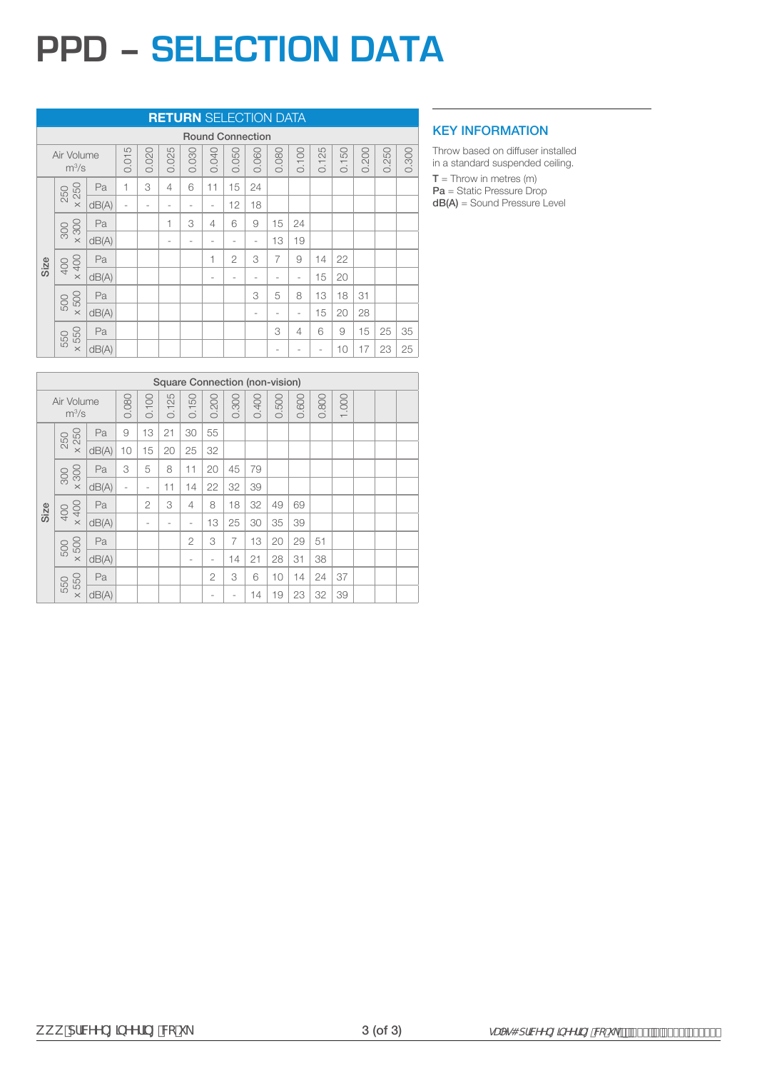# PPD – SELECTION DATA

## RETURN SELECTION DATA

| Round Connection | | | | | | | | | | | | | | | | |
|---|---|---|---|---|---|---|---|---|---|---|---|---|---|---|---|---|
| Air Volume $m^3/s$ | | | 0.015 | 0.020 | 0.025 | 0.030 | 0.040 | 0.050 | 0.060 | 0.080 | 0.100 | 0.125 | 0.150 | 0.200 | 0.250 | 0.300 |
| Size | 250 x 250 | Pa | 1 | 3 | 4 | 6 | 11 | 15 | 24 | | | | | | | |
| | | dB(A) | - | - | - | - | - | 12 | 18 | | | | | | | |
| | 300 x 300 | Pa | | | 1 | 3 | 4 | 6 | 9 | 15 | 24 | | | | | |
| | | dB(A) | | | - | - | - | - | - | 13 | 19 | | | | | |
| | 400 x 400 | Pa | | | | | 1 | 2 | 3 | 7 | 9 | 14 | 22 | | | |
| | | dB(A) | | | | | - | - | - | - | - | 15 | 20 | | | |
| | 500 x 500 | Pa | | | | | | | 3 | 5 | 8 | 13 | 18 | 31 | | |
| | | dB(A) | | | | | | | - | - | - | 15 | 20 | 28 | | |
| | 550 x 550 | Pa | | | | | | | | 3 | 4 | 6 | 9 | 15 | 25 | 35 |
| | | dB(A) | | | | | | | | - | - | - | 10 | 17 | 23 | 25 |

| Square Connection (non-vision) | | | | | | | | | | | | | | | | |
|---|---|---|---|---|---|---|---|---|---|---|---|---|---|---|---|---|
| Air Volume $m^3/s$ | | | 0.080 | 0.100 | 0.125 | 0.150 | 0.200 | 0.300 | 0.400 | 0.500 | 0.600 | 0.800 | 1.000 | | | |
| Size | 250 x 250 | Pa | 9 | 13 | 21 | 30 | 55 | | | | | | | | | |
| | | dB(A) | 10 | 15 | 20 | 25 | 32 | | | | | | | | | |
| | 300 x 300 | Pa | 3 | 5 | 8 | 11 | 20 | 45 | 79 | | | | | | | |
| | | dB(A) | - | - | 11 | 14 | 22 | 32 | 39 | | | | | | | |
| | 400 x 400 | Pa | | 2 | 3 | 4 | 8 | 18 | 32 | 49 | 69 | | | | | |
| | | dB(A) | | - | - | - | 13 | 25 | 30 | 35 | 39 | | | | | |
| | 500 x 500 | Pa | | | | 2 | 3 | 7 | 13 | 20 | 29 | 51 | | | | |
| | | dB(A) | | | | - | - | 14 | 21 | 28 | 31 | 38 | | | | |
| | 550 x 550 | Pa | | | | | 2 | 3 | 6 | 10 | 14 | 24 | 37 | | | |
| | | dB(A) | | | | | - | - | 14 | 19 | 23 | 32 | 39 | | | |

### KEY INFORMATION

Throw based on diffuser installed in a standard suspended ceiling.

**T** = Throw in metres (m)
**Pa** = Static Pressure Drop
**dB(A)** = Sound Pressure Level